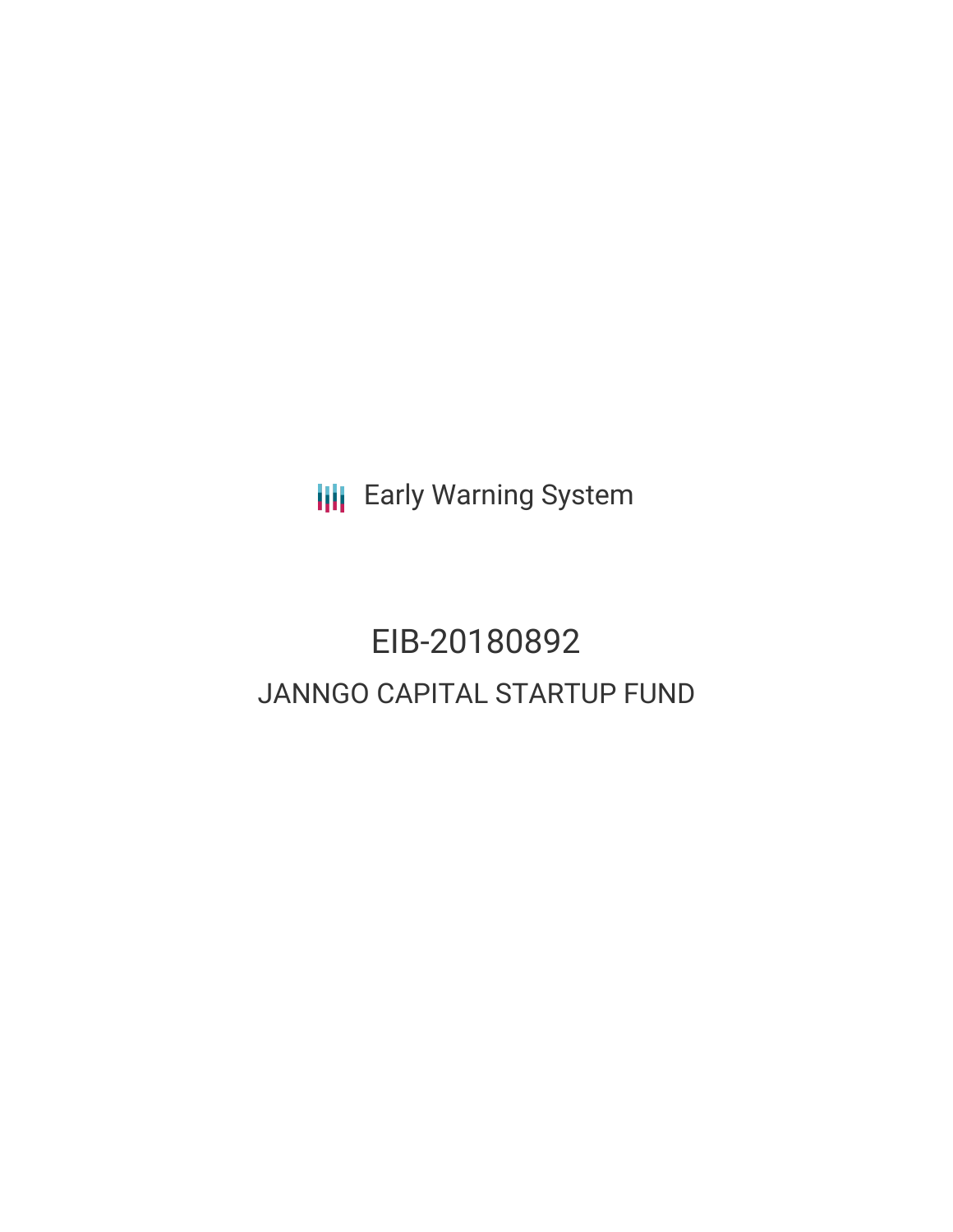Early Warning System

# EIB-20180892

## JANNGO CAPITAL STARTUP FUND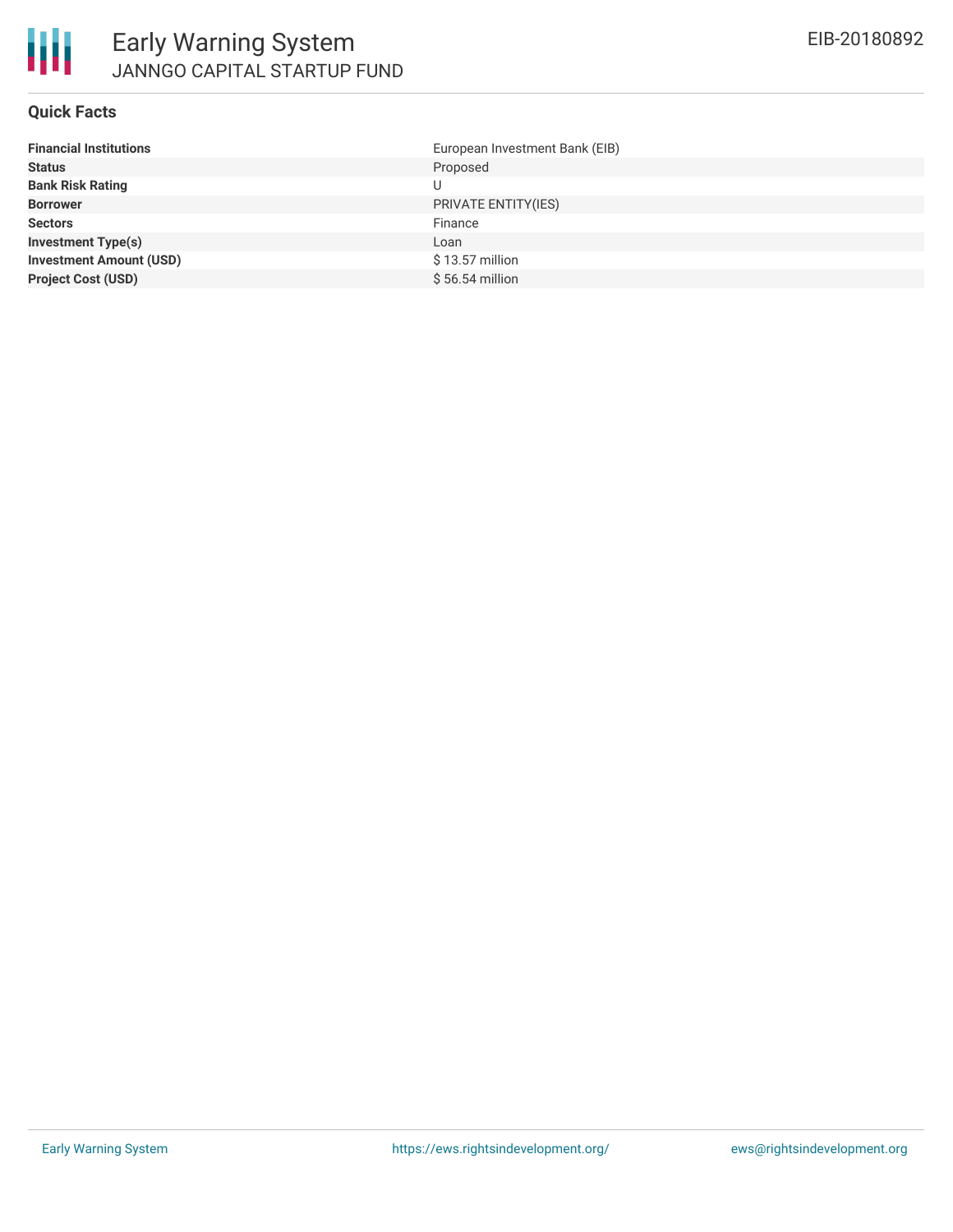## Quick Facts

| | |
|---|---|
| **Financial Institutions** | European Investment Bank (EIB) |
| **Status** | Proposed |
| **Bank Risk Rating** | U |
| **Borrower** | PRIVATE ENTITY(IES) |
| **Sectors** | Finance |
| **Investment Type(s)** | Loan |
| **Investment Amount (USD)** | $ 13.57 million |
| **Project Cost (USD)** | $ 56.54 million |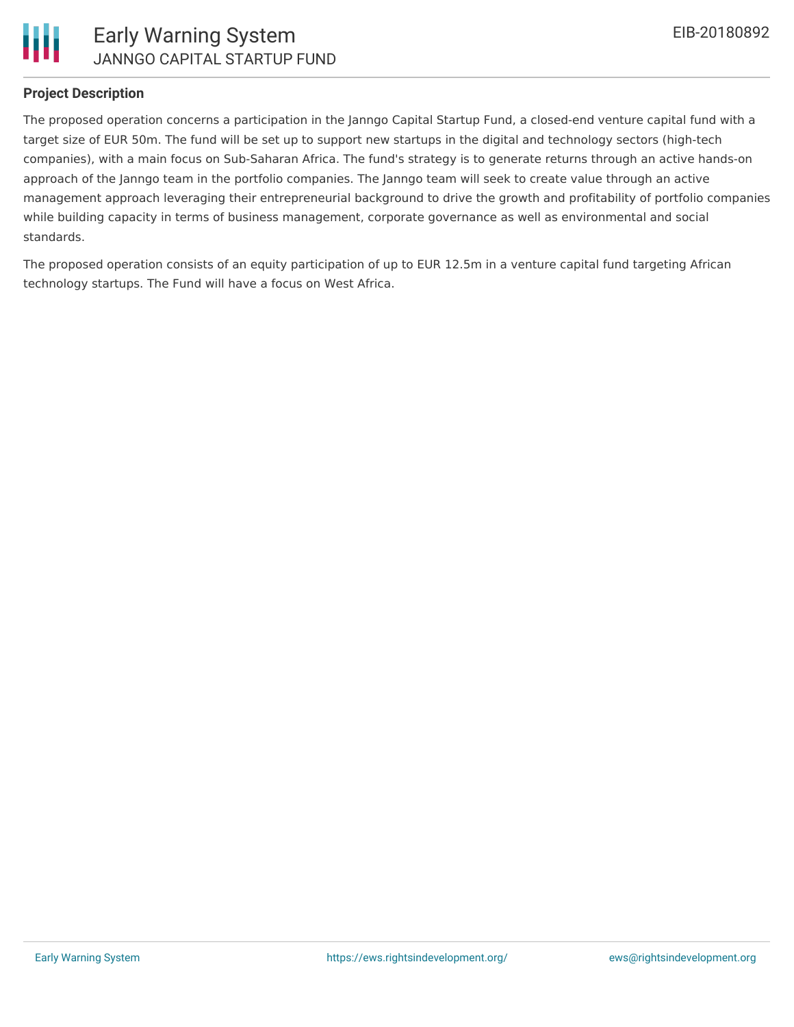**Project Description**

The proposed operation concerns a participation in the Janngo Capital Startup Fund, a closed-end venture capital fund with a target size of EUR 50m. The fund will be set up to support new startups in the digital and technology sectors (high-tech companies), with a main focus on Sub-Saharan Africa. The fund's strategy is to generate returns through an active hands-on approach of the Janngo team in the portfolio companies. The Janngo team will seek to create value through an active management approach leveraging their entrepreneurial background to drive the growth and profitability of portfolio companies while building capacity in terms of business management, corporate governance as well as environmental and social standards.

The proposed operation consists of an equity participation of up to EUR 12.5m in a venture capital fund targeting African technology startups. The Fund will have a focus on West Africa.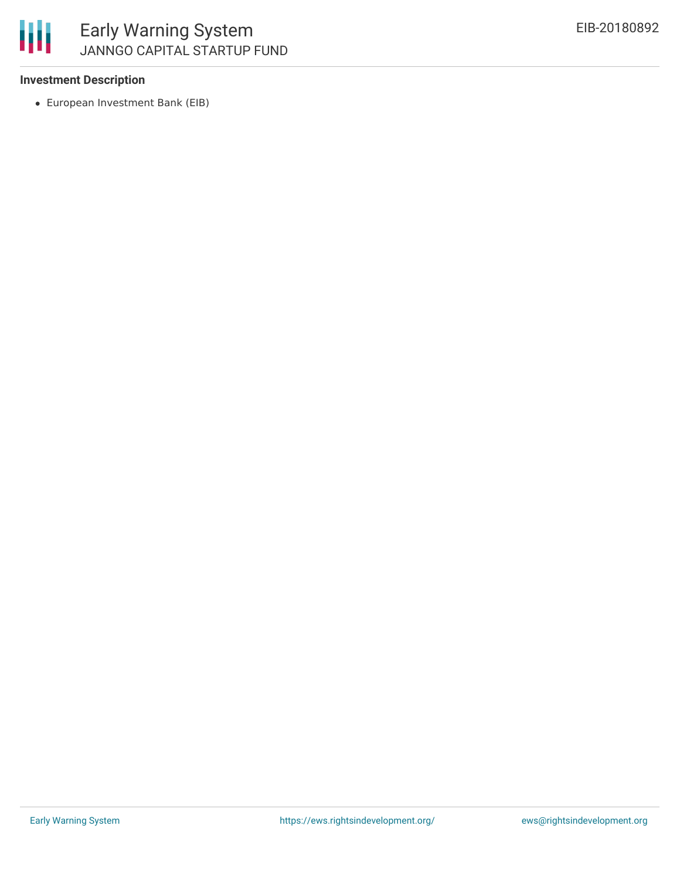### Investment Description

- European Investment Bank (EIB)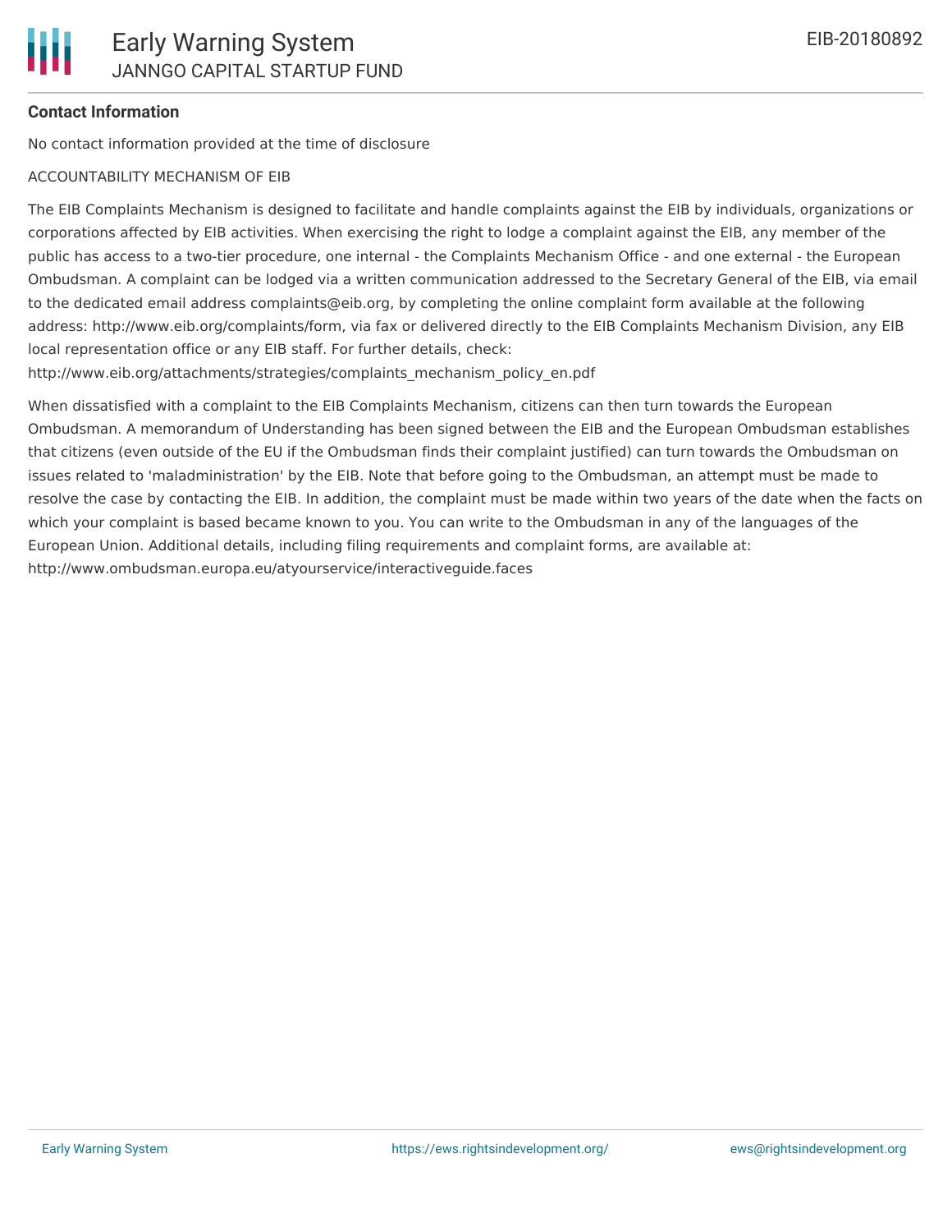**Contact Information**

No contact information provided at the time of disclosure

ACCOUNTABILITY MECHANISM OF EIB

The EIB Complaints Mechanism is designed to facilitate and handle complaints against the EIB by individuals, organizations or corporations affected by EIB activities. When exercising the right to lodge a complaint against the EIB, any member of the public has access to a two-tier procedure, one internal - the Complaints Mechanism Office - and one external - the European Ombudsman. A complaint can be lodged via a written communication addressed to the Secretary General of the EIB, via email to the dedicated email address complaints@eib.org, by completing the online complaint form available at the following address: http://www.eib.org/complaints/form, via fax or delivered directly to the EIB Complaints Mechanism Division, any EIB local representation office or any EIB staff. For further details, check: http://www.eib.org/attachments/strategies/complaints_mechanism_policy_en.pdf

When dissatisfied with a complaint to the EIB Complaints Mechanism, citizens can then turn towards the European Ombudsman. A memorandum of Understanding has been signed between the EIB and the European Ombudsman establishes that citizens (even outside of the EU if the Ombudsman finds their complaint justified) can turn towards the Ombudsman on issues related to 'maladministration' by the EIB. Note that before going to the Ombudsman, an attempt must be made to resolve the case by contacting the EIB. In addition, the complaint must be made within two years of the date when the facts on which your complaint is based became known to you. You can write to the Ombudsman in any of the languages of the European Union. Additional details, including filing requirements and complaint forms, are available at: http://www.ombudsman.europa.eu/atyourservice/interactiveguide.faces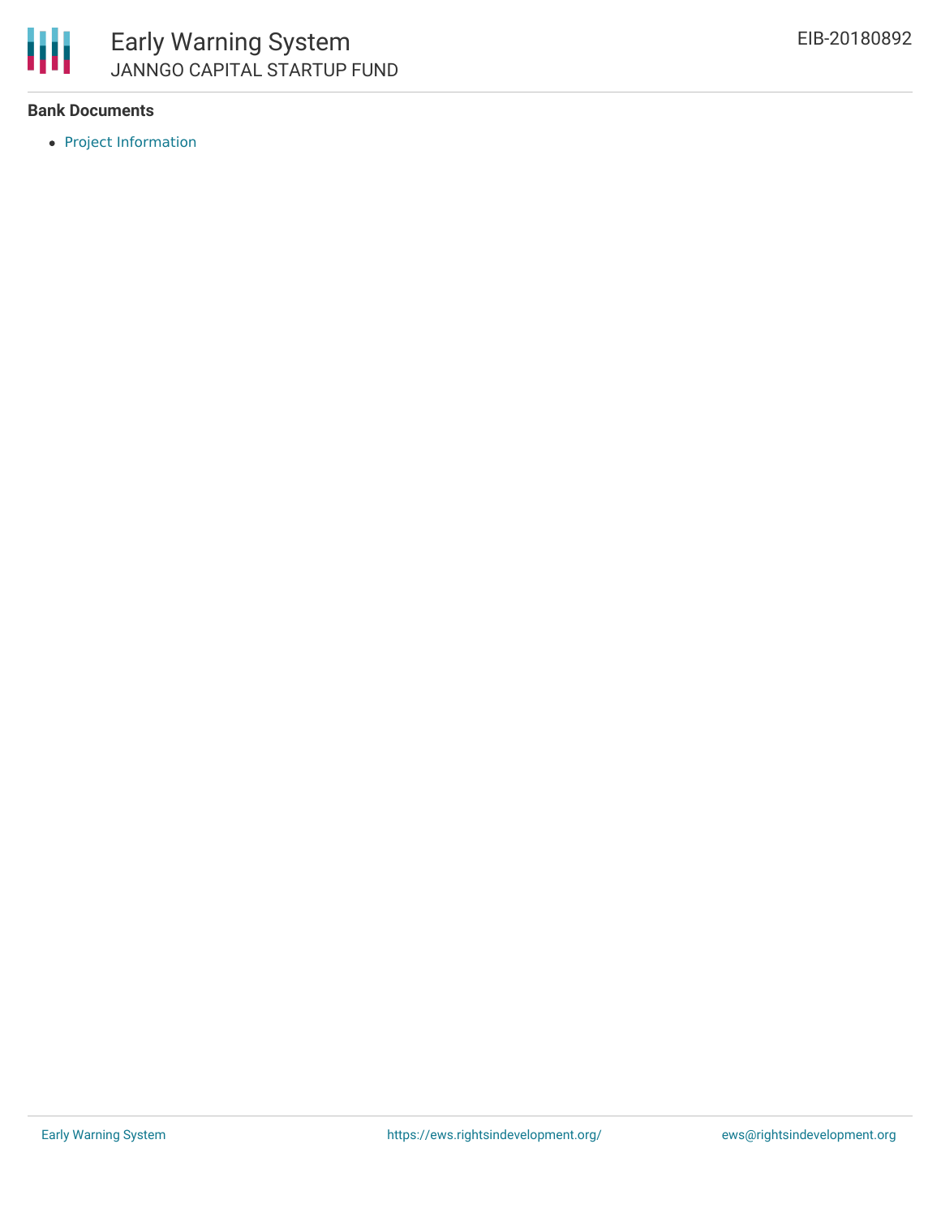**Bank Documents**

- Project Information